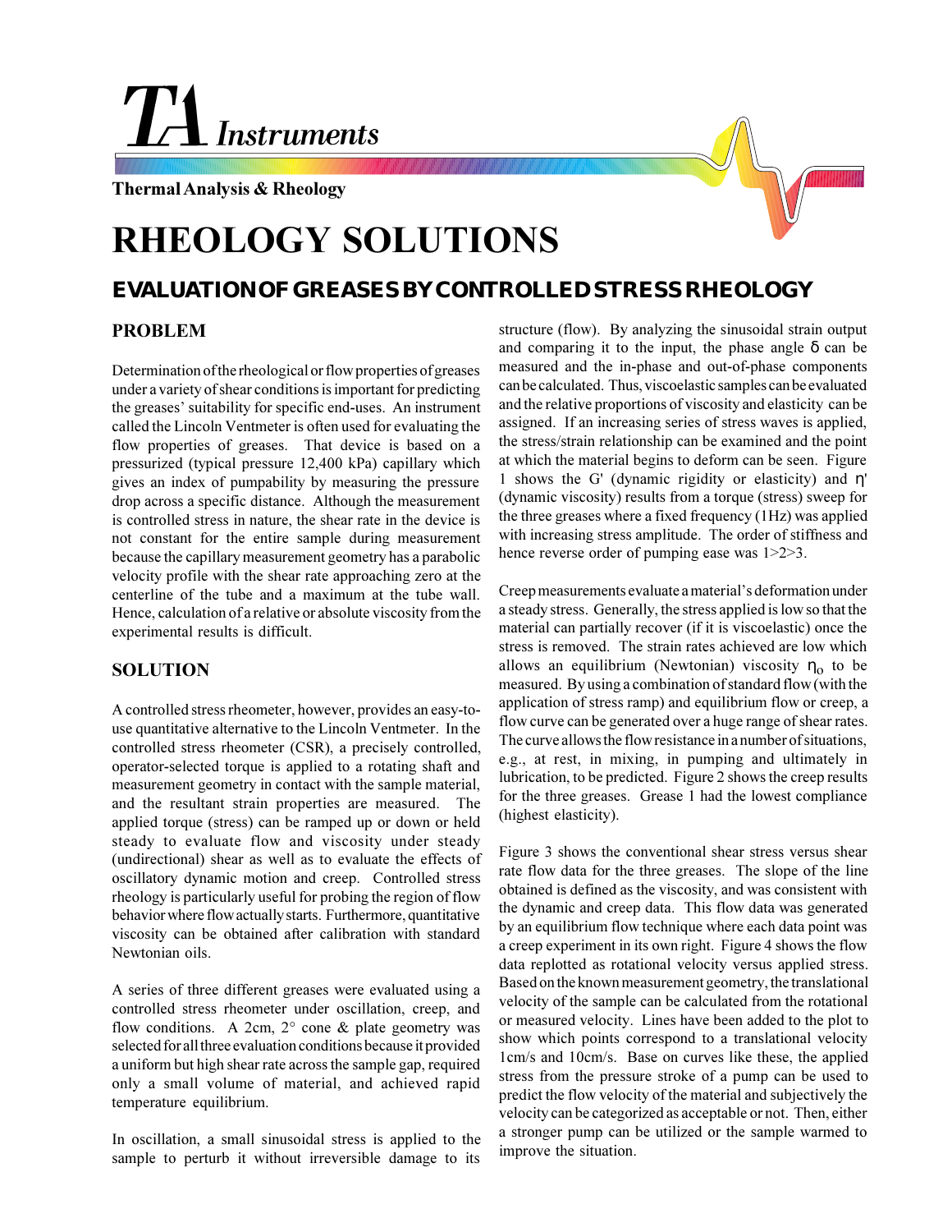# TA Instruments

Thermal Analysis & Rheology

# RHEOLOGY SOLUTIONS

## EVALUATION OF GREASES BY CONTROLLED STRESS RHEOLOGY

### PROBLEM

Determination of the rheological or flow properties of greases under a variety of shear conditions is important for predicting the greases' suitability for specific end-uses. An instrument called the Lincoln Ventmeter is often used for evaluating the flow properties of greases. That device is based on a pressurized (typical pressure 12,400 kPa) capillary which gives an index of pumpability by measuring the pressure drop across a specific distance. Although the measurement is controlled stress in nature, the shear rate in the device is not constant for the entire sample during measurement because the capillary measurement geometry has a parabolic velocity profile with the shear rate approaching zero at the centerline of the tube and a maximum at the tube wall. Hence, calculation of a relative or absolute viscosity from the experimental results is difficult.

### SOLUTION

A controlled stress rheometer, however, provides an easy-to-use quantitative alternative to the Lincoln Ventmeter. In the controlled stress rheometer (CSR), a precisely controlled, operator-selected torque is applied to a rotating shaft and measurement geometry in contact with the sample material, and the resultant strain properties are measured. The applied torque (stress) can be ramped up or down or held steady to evaluate flow and viscosity under steady (undirectional) shear as well as to evaluate the effects of oscillatory dynamic motion and creep. Controlled stress rheology is particularly useful for probing the region of flow behavior where flow actually starts. Furthermore, quantitative viscosity can be obtained after calibration with standard Newtonian oils.

A series of three different greases were evaluated using a controlled stress rheometer under oscillation, creep, and flow conditions. A 2cm, 2° cone & plate geometry was selected for all three evaluation conditions because it provided a uniform but high shear rate across the sample gap, required only a small volume of material, and achieved rapid temperature equilibrium.

In oscillation, a small sinusoidal stress is applied to the sample to perturb it without irreversible damage to its structure (flow). By analyzing the sinusoidal strain output and comparing it to the input, the phase angle $\delta$ can be measured and the in-phase and out-of-phase components can be calculated. Thus, viscoelastic samples can be evaluated and the relative proportions of viscosity and elasticity can be assigned. If an increasing series of stress waves is applied, the stress/strain relationship can be examined and the point at which the material begins to deform can be seen. Figure 1 shows the G' (dynamic rigidity or elasticity) and $\eta'$ (dynamic viscosity) results from a torque (stress) sweep for the three greases where a fixed frequency (1Hz) was applied with increasing stress amplitude. The order of stiffness and hence reverse order of pumping ease was 1>2>3.

Creep measurements evaluate a material's deformation under a steady stress. Generally, the stress applied is low so that the material can partially recover (if it is viscoelastic) once the stress is removed. The strain rates achieved are low which allows an equilibrium (Newtonian) viscosity $\eta_o$ to be measured. By using a combination of standard flow (with the application of stress ramp) and equilibrium flow or creep, a flow curve can be generated over a huge range of shear rates. The curve allows the flow resistance in a number of situations, e.g., at rest, in mixing, in pumping and ultimately in lubrication, to be predicted. Figure 2 shows the creep results for the three greases. Grease 1 had the lowest compliance (highest elasticity).

Figure 3 shows the conventional shear stress versus shear rate flow data for the three greases. The slope of the line obtained is defined as the viscosity, and was consistent with the dynamic and creep data. This flow data was generated by an equilibrium flow technique where each data point was a creep experiment in its own right. Figure 4 shows the flow data replotted as rotational velocity versus applied stress. Based on the known measurement geometry, the translational velocity of the sample can be calculated from the rotational or measured velocity. Lines have been added to the plot to show which points correspond to a translational velocity 1cm/s and 10cm/s. Base on curves like these, the applied stress from the pressure stroke of a pump can be used to predict the flow velocity of the material and subjectively the velocity can be categorized as acceptable or not. Then, either a stronger pump can be utilized or the sample warmed to improve the situation.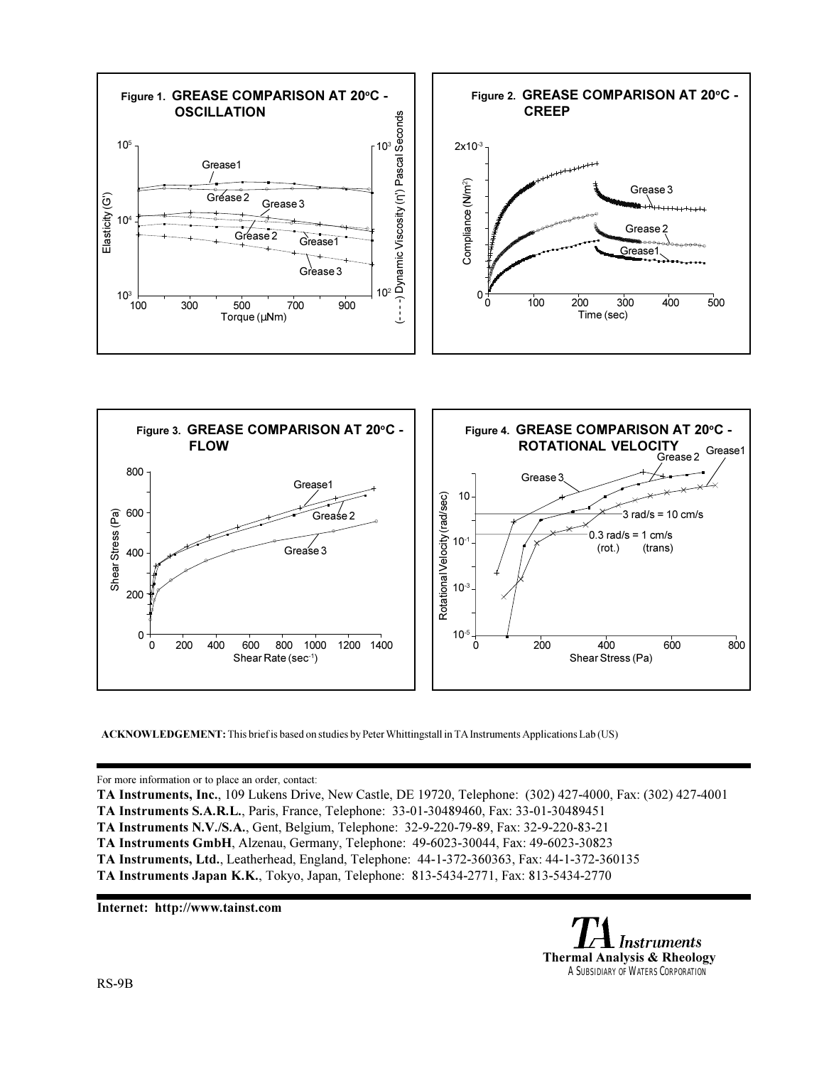**Figure 1. GREASE COMPARISON AT 20°C - OSCILLATION**

Elasticity (G')

Torque (µNm)

(- - - -) Dynamic Viscosity (η') Pascal Seconds

$10^5$ $10^4$ $10^3$ $10^2$

100 300 500 700 900

Grease1 Grease 2 Grease 3 Grease 2 Grease1 Grease 3

**Figure 2. GREASE COMPARISON AT 20°C - CREEP**

Compliance (N/m²)

Time (sec)

2x10⁻³ 0

0 100 200 300 400 500

Grease 3 Grease 2 Grease1

**Figure 3. GREASE COMPARISON AT 20°C - FLOW**

Shear Stress (Pa)

Shear Rate (sec⁻¹)

0 200 400 600 800

0 200 400 600 800 1000 1200 1400

Grease1 Grease 2 Grease 3

**Figure 4. GREASE COMPARISON AT 20°C - ROTATIONAL VELOCITY**

Rotational Velocity (rad/sec)

Shear Stress (Pa)

10 $10^{-1}$ $10^{-3}$ $10^{-5}$

0 200 400 600 800

Grease 3 Grease 2 Grease1

3 rad/s = 10 cm/s

0.3 rad/s = 1 cm/s

(rot.) (trans)

**ACKNOWLEDGEMENT:** This brief is based on studies by Peter Whittingstall in TA Instruments Applications Lab (US)

---

For more information or to place an order, contact:

**TA Instruments, Inc.**, 109 Lukens Drive, New Castle, DE 19720, Telephone: (302) 427-4000, Fax: (302) 427-4001
**TA Instruments S.A.R.L.**, Paris, France, Telephone: 33-01-30489460, Fax: 33-01-30489451
**TA Instruments N.V./S.A.**, Gent, Belgium, Telephone: 32-9-220-79-89, Fax: 32-9-220-83-21
**TA Instruments GmbH**, Alzenau, Germany, Telephone: 49-6023-30044, Fax: 49-6023-30823
**TA Instruments, Ltd.**, Leatherhead, England, Telephone: 44-1-372-360363, Fax: 44-1-372-360135
**TA Instruments Japan K.K.**, Tokyo, Japan, Telephone: 813-5434-2771, Fax: 813-5434-2770

---

**Internet: http://www.tainst.com**

TA Instruments
**Thermal Analysis & Rheology**
A SUBSIDIARY OF WATERS CORPORATION

RS-9B